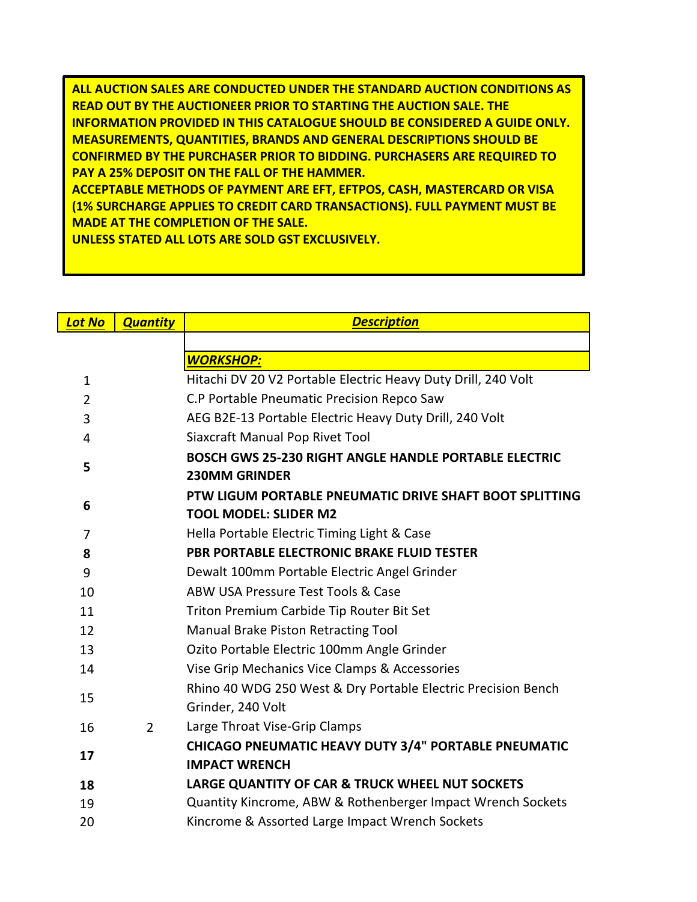**ALL AUCTION SALES ARE CONDUCTED UNDER THE STANDARD AUCTION CONDITIONS AS READ OUT BY THE AUCTIONEER PRIOR TO STARTING THE AUCTION SALE. THE INFORMATION PROVIDED IN THIS CATALOGUE SHOULD BE CONSIDERED A GUIDE ONLY. MEASUREMENTS, QUANTITIES, BRANDS AND GENERAL DESCRIPTIONS SHOULD BE CONFIRMED BY THE PURCHASER PRIOR TO BIDDING. PURCHASERS ARE REQUIRED TO PAY A 25% DEPOSIT ON THE FALL OF THE HAMMER.**
**ACCEPTABLE METHODS OF PAYMENT ARE EFT, EFTPOS, CASH, MASTERCARD OR VISA (1% SURCHARGE APPLIES TO CREDIT CARD TRANSACTIONS). FULL PAYMENT MUST BE MADE AT THE COMPLETION OF THE SALE.**
**UNLESS STATED ALL LOTS ARE SOLD GST EXCLUSIVELY.**

| *Lot No* | *Quantity* | *Description* |
|---|---|---|
| | | |
| | | ***WORKSHOP:*** |
| 1 | | Hitachi DV 20 V2 Portable Electric Heavy Duty Drill, 240 Volt |
| 2 | | C.P Portable Pneumatic Precision Repco Saw |
| 3 | | AEG B2E-13 Portable Electric Heavy Duty Drill, 240 Volt |
| 4 | | Siaxcraft Manual Pop Rivet Tool |
| **5** | | **BOSCH GWS 25-230 RIGHT ANGLE HANDLE PORTABLE ELECTRIC 230MM GRINDER** |
| **6** | | **PTW LIGUM PORTABLE PNEUMATIC DRIVE SHAFT BOOT SPLITTING TOOL MODEL: SLIDER M2** |
| 7 | | Hella Portable Electric Timing Light & Case |
| **8** | | **PBR PORTABLE ELECTRONIC BRAKE FLUID TESTER** |
| 9 | | Dewalt 100mm Portable Electric Angel Grinder |
| 10 | | ABW USA Pressure Test Tools & Case |
| 11 | | Triton Premium Carbide Tip Router Bit Set |
| 12 | | Manual Brake Piston Retracting Tool |
| 13 | | Ozito Portable Electric 100mm Angle Grinder |
| 14 | | Vise Grip Mechanics Vice Clamps & Accessories |
| 15 | | Rhino 40 WDG 250 West & Dry Portable Electric Precision Bench Grinder, 240 Volt |
| 16 | 2 | Large Throat Vise-Grip Clamps |
| **17** | | **CHICAGO PNEUMATIC HEAVY DUTY 3/4" PORTABLE PNEUMATIC IMPACT WRENCH** |
| **18** | | **LARGE QUANTITY OF CAR & TRUCK WHEEL NUT SOCKETS** |
| 19 | | Quantity Kincrome, ABW & Rothenberger Impact Wrench Sockets |
| 20 | | Kincrome & Assorted Large Impact Wrench Sockets |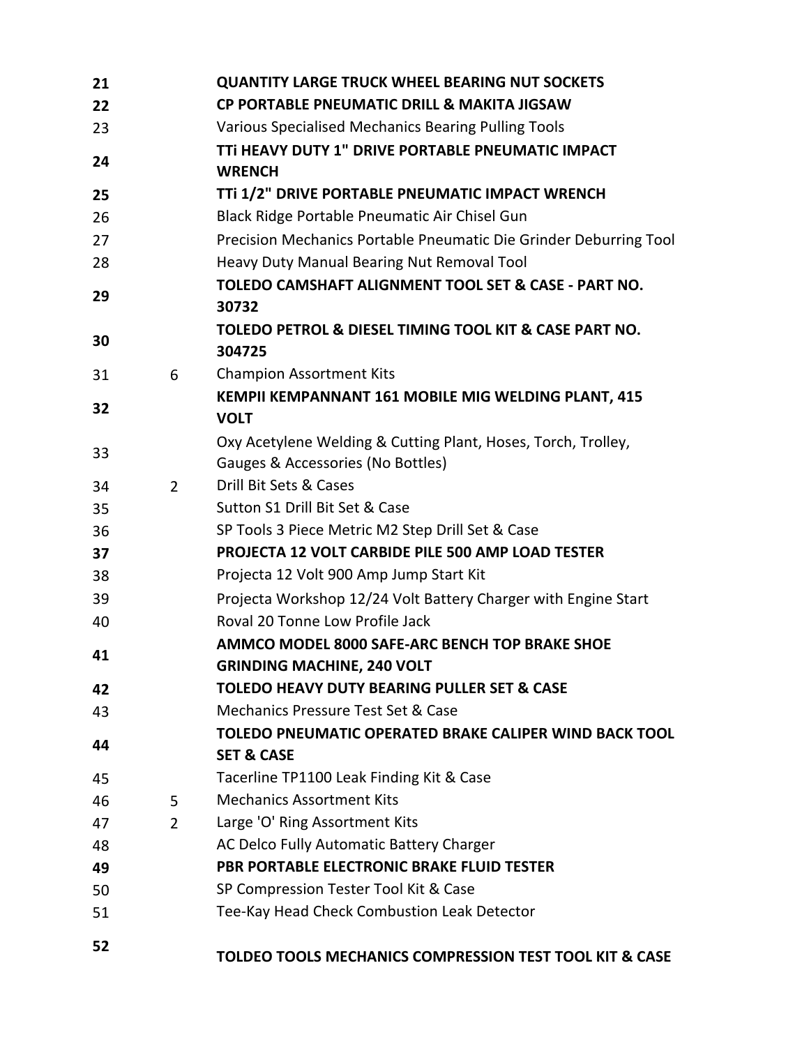| | | |
|---|---|---|
| **21** | | **QUANTITY LARGE TRUCK WHEEL BEARING NUT SOCKETS** |
| **22** | | **CP PORTABLE PNEUMATIC DRILL & MAKITA JIGSAW** |
| 23 | | Various Specialised Mechanics Bearing Pulling Tools |
| **24** | | **TTi HEAVY DUTY 1" DRIVE PORTABLE PNEUMATIC IMPACT WRENCH** |
| **25** | | **TTi 1/2" DRIVE PORTABLE PNEUMATIC IMPACT WRENCH** |
| 26 | | Black Ridge Portable Pneumatic Air Chisel Gun |
| 27 | | Precision Mechanics Portable Pneumatic Die Grinder Deburring Tool |
| 28 | | Heavy Duty Manual Bearing Nut Removal Tool |
| **29** | | **TOLEDO CAMSHAFT ALIGNMENT TOOL SET & CASE - PART NO. 30732** |
| **30** | | **TOLEDO PETROL & DIESEL TIMING TOOL KIT & CASE PART NO. 304725** |
| 31 | 6 | Champion Assortment Kits |
| **32** | | **KEMPII KEMPANNANT 161 MOBILE MIG WELDING PLANT, 415 VOLT** |
| 33 | | Oxy Acetylene Welding & Cutting Plant, Hoses, Torch, Trolley, Gauges & Accessories (No Bottles) |
| 34 | 2 | Drill Bit Sets & Cases |
| 35 | | Sutton S1 Drill Bit Set & Case |
| 36 | | SP Tools 3 Piece Metric M2 Step Drill Set & Case |
| **37** | | **PROJECTA 12 VOLT CARBIDE PILE 500 AMP LOAD TESTER** |
| 38 | | Projecta 12 Volt 900 Amp Jump Start Kit |
| 39 | | Projecta Workshop 12/24 Volt Battery Charger with Engine Start |
| 40 | | Roval 20 Tonne Low Profile Jack |
| **41** | | **AMMCO MODEL 8000 SAFE-ARC BENCH TOP BRAKE SHOE GRINDING MACHINE, 240 VOLT** |
| **42** | | **TOLEDO HEAVY DUTY BEARING PULLER SET & CASE** |
| 43 | | Mechanics Pressure Test Set & Case |
| **44** | | **TOLEDO PNEUMATIC OPERATED BRAKE CALIPER WIND BACK TOOL SET & CASE** |
| 45 | | Tacerline TP1100 Leak Finding Kit & Case |
| 46 | 5 | Mechanics Assortment Kits |
| 47 | 2 | Large 'O' Ring Assortment Kits |
| 48 | | AC Delco Fully Automatic Battery Charger |
| **49** | | **PBR PORTABLE ELECTRONIC BRAKE FLUID TESTER** |
| 50 | | SP Compression Tester Tool Kit & Case |
| 51 | | Tee-Kay Head Check Combustion Leak Detector |
| **52** | | **TOLDEO TOOLS MECHANICS COMPRESSION TEST TOOL KIT & CASE** |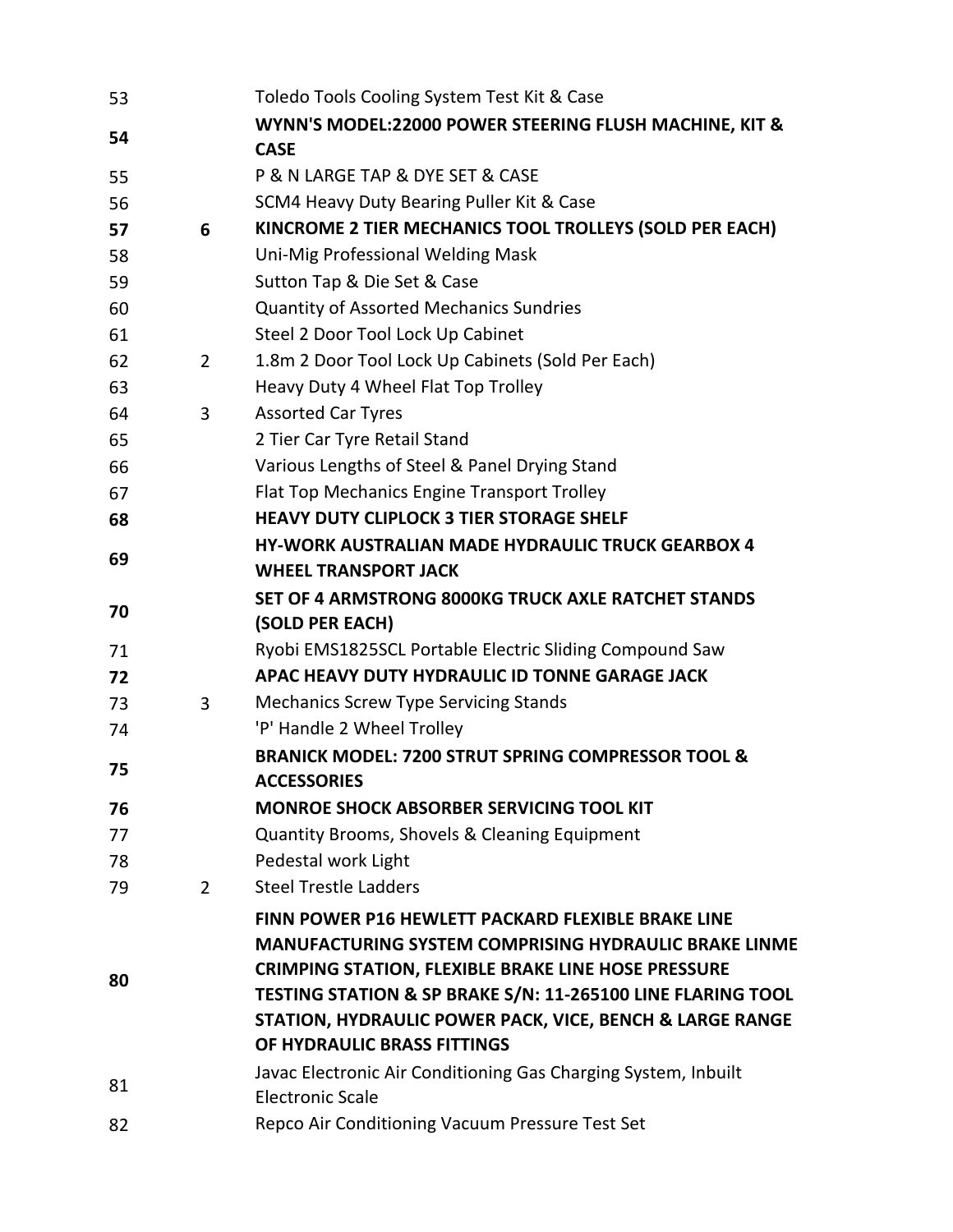| | | |
|---|---|---|
| 53 | | Toledo Tools Cooling System Test Kit & Case |
| **54** | | **WYNN'S MODEL:22000 POWER STEERING FLUSH MACHINE, KIT & CASE** |
| 55 | | P & N LARGE TAP & DYE SET & CASE |
| 56 | | SCM4 Heavy Duty Bearing Puller Kit & Case |
| **57** | **6** | **KINCROME 2 TIER MECHANICS TOOL TROLLEYS (SOLD PER EACH)** |
| 58 | | Uni-Mig Professional Welding Mask |
| 59 | | Sutton Tap & Die Set & Case |
| 60 | | Quantity of Assorted Mechanics Sundries |
| 61 | | Steel 2 Door Tool Lock Up Cabinet |
| 62 | 2 | 1.8m 2 Door Tool Lock Up Cabinets (Sold Per Each) |
| 63 | | Heavy Duty 4 Wheel Flat Top Trolley |
| 64 | 3 | Assorted Car Tyres |
| 65 | | 2 Tier Car Tyre Retail Stand |
| 66 | | Various Lengths of Steel & Panel Drying Stand |
| 67 | | Flat Top Mechanics Engine Transport Trolley |
| **68** | | **HEAVY DUTY CLIPLOCK 3 TIER STORAGE SHELF** |
| **69** | | **HY-WORK AUSTRALIAN MADE HYDRAULIC TRUCK GEARBOX 4 WHEEL TRANSPORT JACK** |
| **70** | | **SET OF 4 ARMSTRONG 8000KG TRUCK AXLE RATCHET STANDS (SOLD PER EACH)** |
| 71 | | Ryobi EMS1825SCL Portable Electric Sliding Compound Saw |
| **72** | | **APAC HEAVY DUTY HYDRAULIC ID TONNE GARAGE JACK** |
| 73 | 3 | Mechanics Screw Type Servicing Stands |
| 74 | | 'P' Handle 2 Wheel Trolley |
| **75** | | **BRANICK MODEL: 7200 STRUT SPRING COMPRESSOR TOOL & ACCESSORIES** |
| **76** | | **MONROE SHOCK ABSORBER SERVICING TOOL KIT** |
| 77 | | Quantity Brooms, Shovels & Cleaning Equipment |
| 78 | | Pedestal work Light |
| 79 | 2 | Steel Trestle Ladders |
| **80** | | **FINN POWER P16 HEWLETT PACKARD FLEXIBLE BRAKE LINE MANUFACTURING SYSTEM COMPRISING HYDRAULIC BRAKE LINME CRIMPING STATION, FLEXIBLE BRAKE LINE HOSE PRESSURE TESTING STATION & SP BRAKE S/N: 11-265100 LINE FLARING TOOL STATION, HYDRAULIC POWER PACK, VICE, BENCH & LARGE RANGE OF HYDRAULIC BRASS FITTINGS** |
| 81 | | Javac Electronic Air Conditioning Gas Charging System, Inbuilt Electronic Scale |
| 82 | | Repco Air Conditioning Vacuum Pressure Test Set |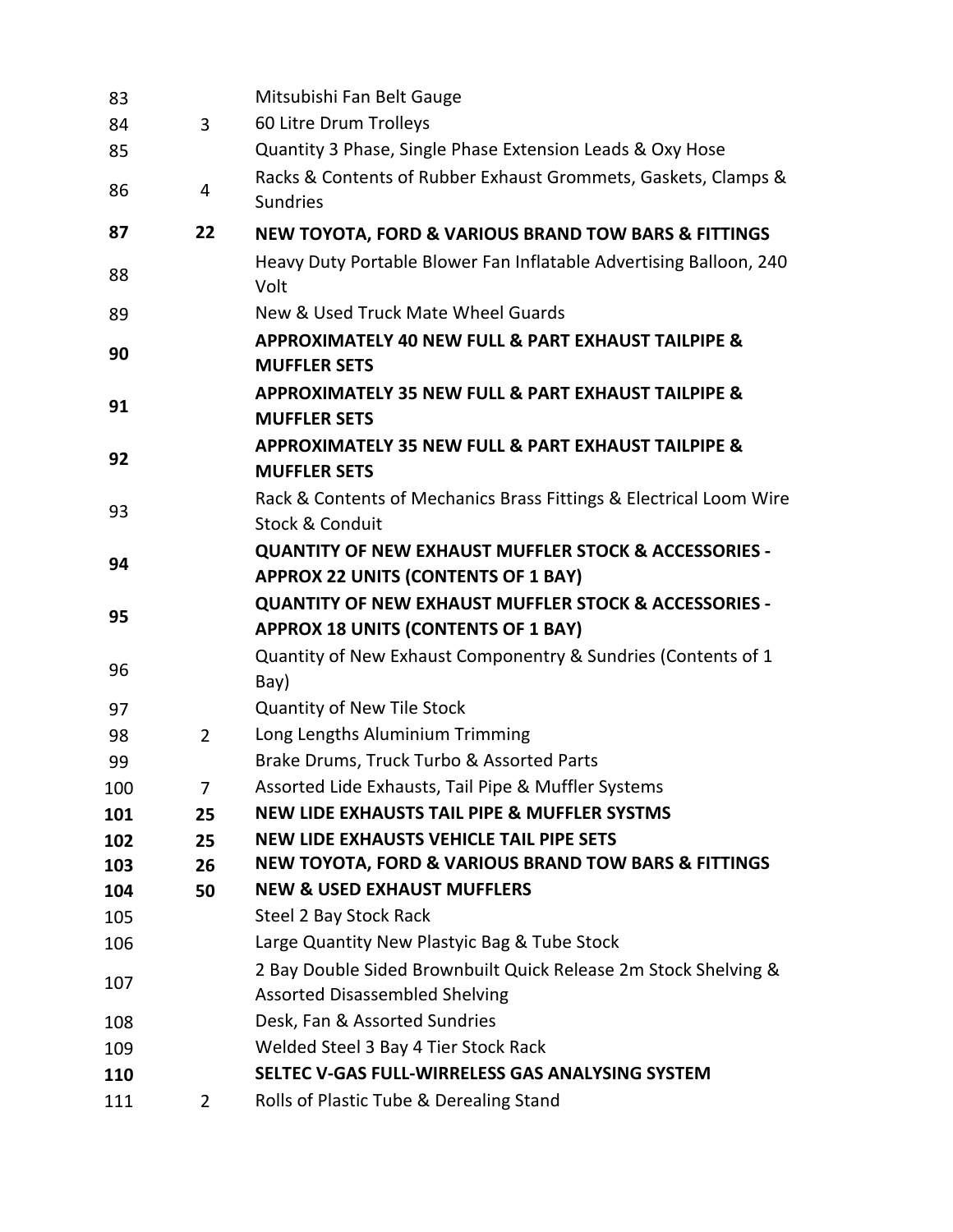| | | |
|---|---|---|
| 83 | | Mitsubishi Fan Belt Gauge |
| 84 | 3 | 60 Litre Drum Trolleys |
| 85 | | Quantity 3 Phase, Single Phase Extension Leads & Oxy Hose |
| 86 | 4 | Racks & Contents of Rubber Exhaust Grommets, Gaskets, Clamps & Sundries |
| **87** | **22** | **NEW TOYOTA, FORD & VARIOUS BRAND TOW BARS & FITTINGS** |
| 88 | | Heavy Duty Portable Blower Fan Inflatable Advertising Balloon, 240 Volt |
| 89 | | New & Used Truck Mate Wheel Guards |
| **90** | | **APPROXIMATELY 40 NEW FULL & PART EXHAUST TAILPIPE & MUFFLER SETS** |
| **91** | | **APPROXIMATELY 35 NEW FULL & PART EXHAUST TAILPIPE & MUFFLER SETS** |
| **92** | | **APPROXIMATELY 35 NEW FULL & PART EXHAUST TAILPIPE & MUFFLER SETS** |
| 93 | | Rack & Contents of Mechanics Brass Fittings & Electrical Loom Wire Stock & Conduit |
| **94** | | **QUANTITY OF NEW EXHAUST MUFFLER STOCK & ACCESSORIES - APPROX 22 UNITS (CONTENTS OF 1 BAY)** |
| **95** | | **QUANTITY OF NEW EXHAUST MUFFLER STOCK & ACCESSORIES - APPROX 18 UNITS (CONTENTS OF 1 BAY)** |
| 96 | | Quantity of New Exhaust Componentry & Sundries (Contents of 1 Bay) |
| 97 | | Quantity of New Tile Stock |
| 98 | 2 | Long Lengths Aluminium Trimming |
| 99 | | Brake Drums, Truck Turbo & Assorted Parts |
| 100 | 7 | Assorted Lide Exhausts, Tail Pipe & Muffler Systems |
| **101** | **25** | **NEW LIDE EXHAUSTS TAIL PIPE & MUFFLER SYSTMS** |
| **102** | **25** | **NEW LIDE EXHAUSTS VEHICLE TAIL PIPE SETS** |
| **103** | **26** | **NEW TOYOTA, FORD & VARIOUS BRAND TOW BARS & FITTINGS** |
| **104** | **50** | **NEW & USED EXHAUST MUFFLERS** |
| 105 | | Steel 2 Bay Stock Rack |
| 106 | | Large Quantity New Plastyic Bag & Tube Stock |
| 107 | | 2 Bay Double Sided Brownbuilt Quick Release 2m Stock Shelving & Assorted Disassembled Shelving |
| 108 | | Desk, Fan & Assorted Sundries |
| 109 | | Welded Steel 3 Bay 4 Tier Stock Rack |
| **110** | | **SELTEC V-GAS FULL-WIRRELESS GAS ANALYSING SYSTEM** |
| 111 | 2 | Rolls of Plastic Tube & Derealing Stand |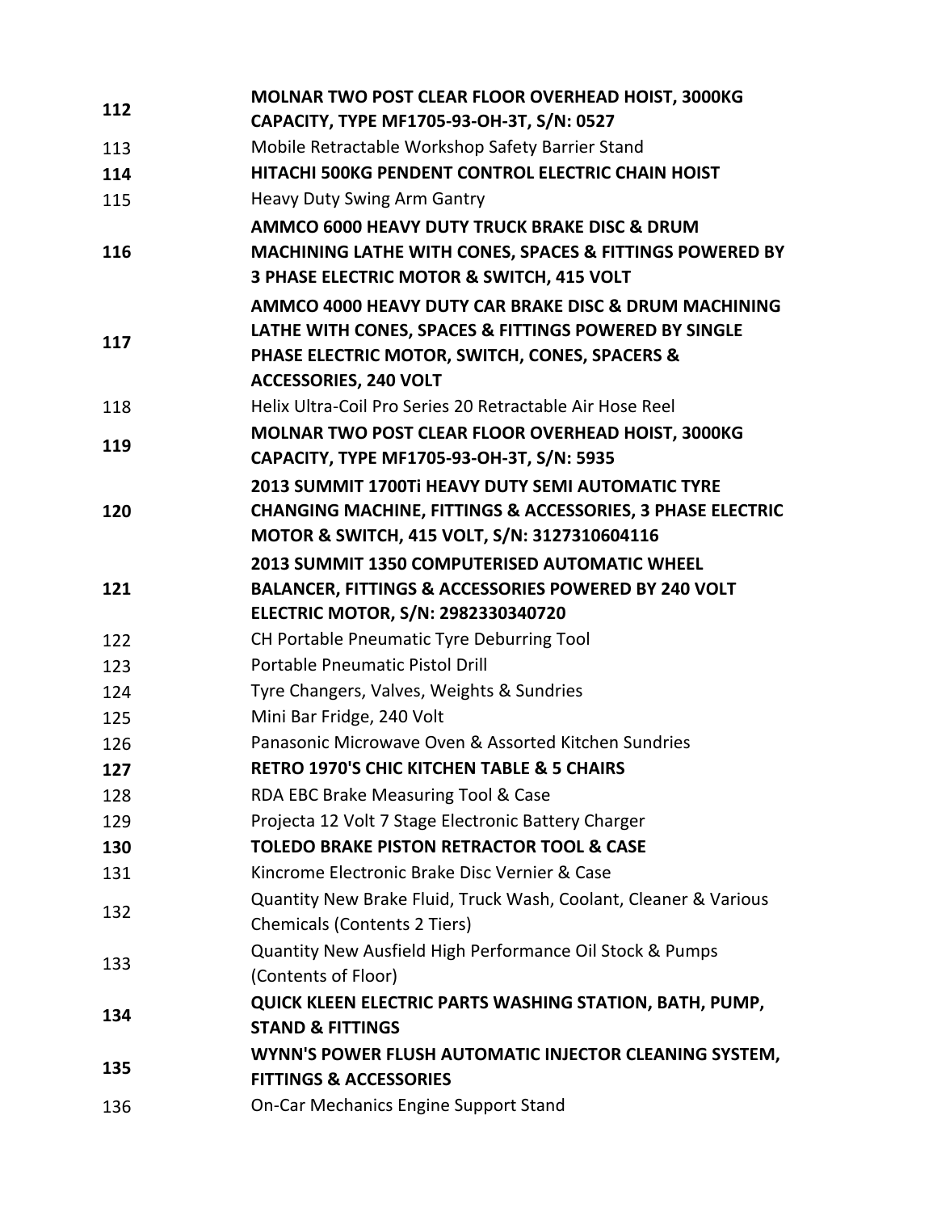| | |
|---|---|
| **112** | **MOLNAR TWO POST CLEAR FLOOR OVERHEAD HOIST, 3000KG CAPACITY, TYPE MF1705-93-OH-3T, S/N: 0527** |
| 113 | Mobile Retractable Workshop Safety Barrier Stand |
| **114** | **HITACHI 500KG PENDENT CONTROL ELECTRIC CHAIN HOIST** |
| 115 | Heavy Duty Swing Arm Gantry |
| **116** | **AMMCO 6000 HEAVY DUTY TRUCK BRAKE DISC & DRUM MACHINING LATHE WITH CONES, SPACES & FITTINGS POWERED BY 3 PHASE ELECTRIC MOTOR & SWITCH, 415 VOLT** |
| **117** | **AMMCO 4000 HEAVY DUTY CAR BRAKE DISC & DRUM MACHINING LATHE WITH CONES, SPACES & FITTINGS POWERED BY SINGLE PHASE ELECTRIC MOTOR, SWITCH, CONES, SPACERS & ACCESSORIES, 240 VOLT** |
| 118 | Helix Ultra-Coil Pro Series 20 Retractable Air Hose Reel |
| **119** | **MOLNAR TWO POST CLEAR FLOOR OVERHEAD HOIST, 3000KG CAPACITY, TYPE MF1705-93-OH-3T, S/N: 5935** |
| **120** | **2013 SUMMIT 1700Ti HEAVY DUTY SEMI AUTOMATIC TYRE CHANGING MACHINE, FITTINGS & ACCESSORIES, 3 PHASE ELECTRIC MOTOR & SWITCH, 415 VOLT, S/N: 3127310604116** |
| **121** | **2013 SUMMIT 1350 COMPUTERISED AUTOMATIC WHEEL BALANCER, FITTINGS & ACCESSORIES POWERED BY 240 VOLT ELECTRIC MOTOR, S/N: 2982330340720** |
| 122 | CH Portable Pneumatic Tyre Deburring Tool |
| 123 | Portable Pneumatic Pistol Drill |
| 124 | Tyre Changers, Valves, Weights & Sundries |
| 125 | Mini Bar Fridge, 240 Volt |
| 126 | Panasonic Microwave Oven & Assorted Kitchen Sundries |
| **127** | **RETRO 1970'S CHIC KITCHEN TABLE & 5 CHAIRS** |
| 128 | RDA EBC Brake Measuring Tool & Case |
| 129 | Projecta 12 Volt 7 Stage Electronic Battery Charger |
| **130** | **TOLEDO BRAKE PISTON RETRACTOR TOOL & CASE** |
| 131 | Kincrome Electronic Brake Disc Vernier & Case |
| 132 | Quantity New Brake Fluid, Truck Wash, Coolant, Cleaner & Various Chemicals (Contents 2 Tiers) |
| 133 | Quantity New Ausfield High Performance Oil Stock & Pumps (Contents of Floor) |
| **134** | **QUICK KLEEN ELECTRIC PARTS WASHING STATION, BATH, PUMP, STAND & FITTINGS** |
| **135** | **WYNN'S POWER FLUSH AUTOMATIC INJECTOR CLEANING SYSTEM, FITTINGS & ACCESSORIES** |
| 136 | On-Car Mechanics Engine Support Stand |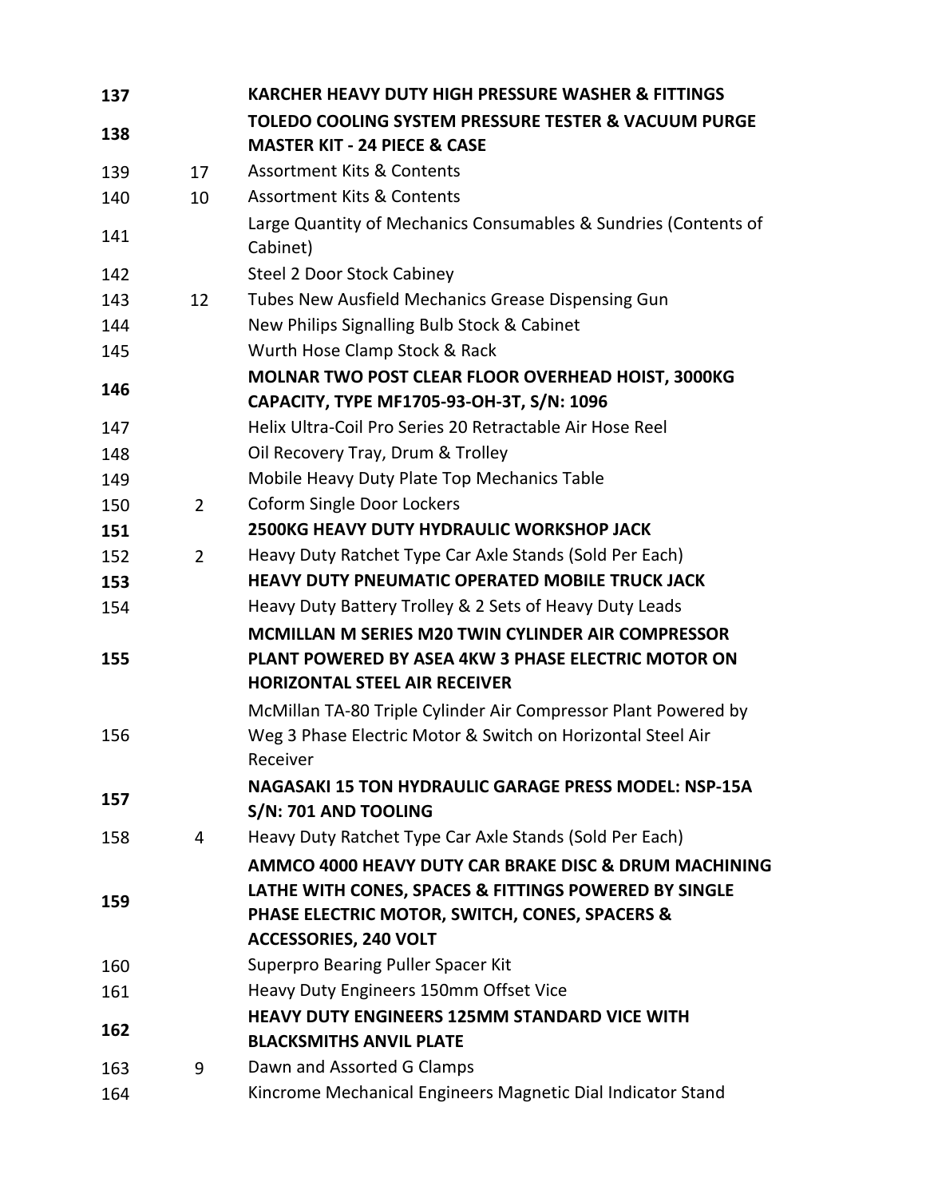| | | |
|---|---|---|
| **137** | | **KARCHER HEAVY DUTY HIGH PRESSURE WASHER & FITTINGS** |
| **138** | | **TOLEDO COOLING SYSTEM PRESSURE TESTER & VACUUM PURGE MASTER KIT - 24 PIECE & CASE** |
| 139 | 17 | Assortment Kits & Contents |
| 140 | 10 | Assortment Kits & Contents |
| 141 | | Large Quantity of Mechanics Consumables & Sundries (Contents of Cabinet) |
| 142 | | Steel 2 Door Stock Cabiney |
| 143 | 12 | Tubes New Ausfield Mechanics Grease Dispensing Gun |
| 144 | | New Philips Signalling Bulb Stock & Cabinet |
| 145 | | Wurth Hose Clamp Stock & Rack |
| **146** | | **MOLNAR TWO POST CLEAR FLOOR OVERHEAD HOIST, 3000KG CAPACITY, TYPE MF1705-93-OH-3T, S/N: 1096** |
| 147 | | Helix Ultra-Coil Pro Series 20 Retractable Air Hose Reel |
| 148 | | Oil Recovery Tray, Drum & Trolley |
| 149 | | Mobile Heavy Duty Plate Top Mechanics Table |
| 150 | 2 | Coform Single Door Lockers |
| **151** | | **2500KG HEAVY DUTY HYDRAULIC WORKSHOP JACK** |
| 152 | 2 | Heavy Duty Ratchet Type Car Axle Stands (Sold Per Each) |
| **153** | | **HEAVY DUTY PNEUMATIC OPERATED MOBILE TRUCK JACK** |
| 154 | | Heavy Duty Battery Trolley & 2 Sets of Heavy Duty Leads |
| **155** | | **MCMILLAN M SERIES M20 TWIN CYLINDER AIR COMPRESSOR PLANT POWERED BY ASEA 4KW 3 PHASE ELECTRIC MOTOR ON HORIZONTAL STEEL AIR RECEIVER** |
| 156 | | McMillan TA-80 Triple Cylinder Air Compressor Plant Powered by Weg 3 Phase Electric Motor & Switch on Horizontal Steel Air Receiver |
| **157** | | **NAGASAKI 15 TON HYDRAULIC GARAGE PRESS MODEL: NSP-15A S/N: 701 AND TOOLING** |
| 158 | 4 | Heavy Duty Ratchet Type Car Axle Stands (Sold Per Each) |
| **159** | | **AMMCO 4000 HEAVY DUTY CAR BRAKE DISC & DRUM MACHINING LATHE WITH CONES, SPACES & FITTINGS POWERED BY SINGLE PHASE ELECTRIC MOTOR, SWITCH, CONES, SPACERS & ACCESSORIES, 240 VOLT** |
| 160 | | Superpro Bearing Puller Spacer Kit |
| 161 | | Heavy Duty Engineers 150mm Offset Vice |
| **162** | | **HEAVY DUTY ENGINEERS 125MM STANDARD VICE WITH BLACKSMITHS ANVIL PLATE** |
| 163 | 9 | Dawn and Assorted G Clamps |
| 164 | | Kincrome Mechanical Engineers Magnetic Dial Indicator Stand |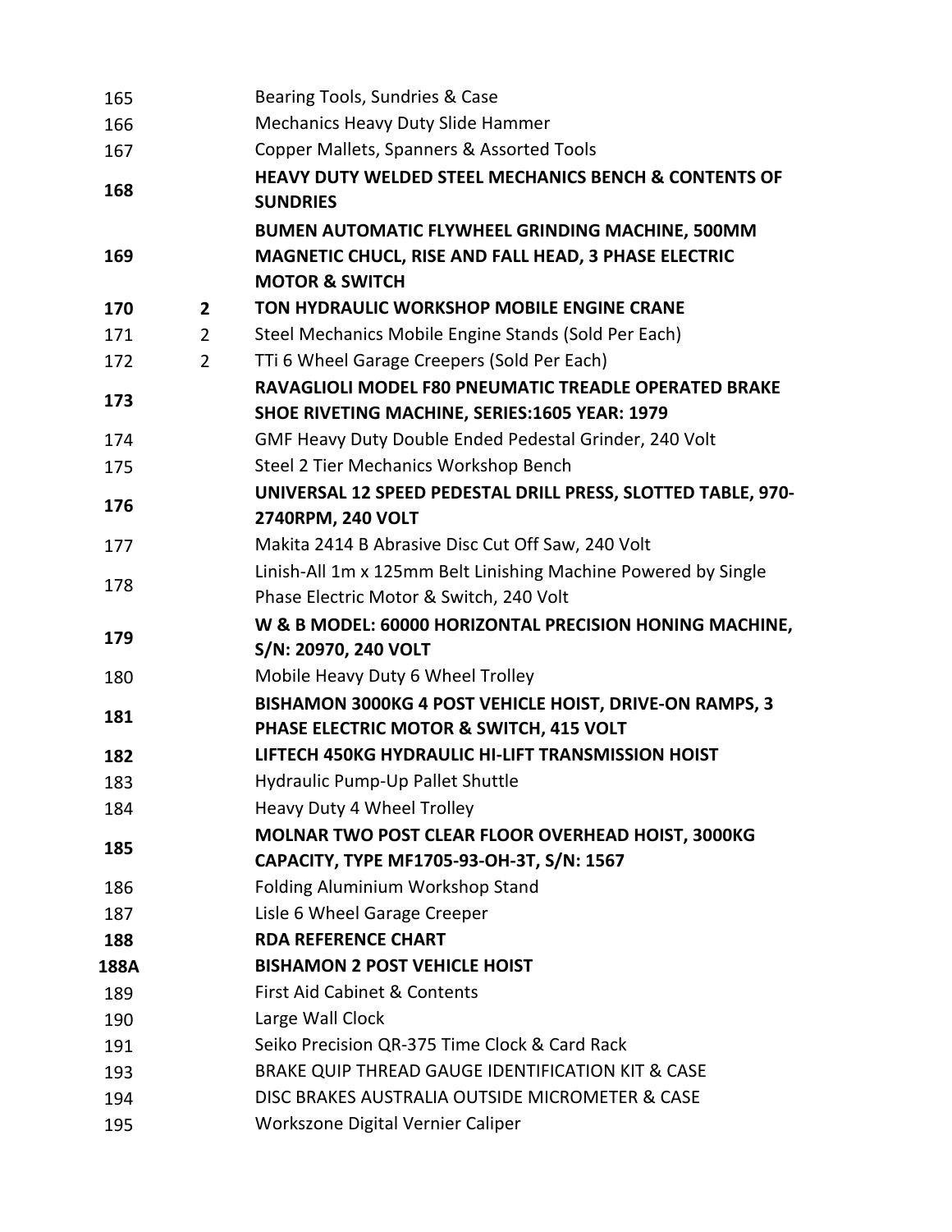| | | |
|---|---|---|
| 165 | | Bearing Tools, Sundries & Case |
| 166 | | Mechanics Heavy Duty Slide Hammer |
| 167 | | Copper Mallets, Spanners & Assorted Tools |
| **168** | | **HEAVY DUTY WELDED STEEL MECHANICS BENCH & CONTENTS OF SUNDRIES** |
| **169** | | **BUMEN AUTOMATIC FLYWHEEL GRINDING MACHINE, 500MM MAGNETIC CHUCL, RISE AND FALL HEAD, 3 PHASE ELECTRIC MOTOR & SWITCH** |
| **170** | **2** | **TON HYDRAULIC WORKSHOP MOBILE ENGINE CRANE** |
| 171 | 2 | Steel Mechanics Mobile Engine Stands (Sold Per Each) |
| 172 | 2 | TTi 6 Wheel Garage Creepers (Sold Per Each) |
| **173** | | **RAVAGLIOLI MODEL F80 PNEUMATIC TREADLE OPERATED BRAKE SHOE RIVETING MACHINE, SERIES:1605 YEAR: 1979** |
| 174 | | GMF Heavy Duty Double Ended Pedestal Grinder, 240 Volt |
| 175 | | Steel 2 Tier Mechanics Workshop Bench |
| **176** | | **UNIVERSAL 12 SPEED PEDESTAL DRILL PRESS, SLOTTED TABLE, 970-2740RPM, 240 VOLT** |
| 177 | | Makita 2414 B Abrasive Disc Cut Off Saw, 240 Volt |
| 178 | | Linish-All 1m x 125mm Belt Linishing Machine Powered by Single Phase Electric Motor & Switch, 240 Volt |
| **179** | | **W & B MODEL: 60000 HORIZONTAL PRECISION HONING MACHINE, S/N: 20970, 240 VOLT** |
| 180 | | Mobile Heavy Duty 6 Wheel Trolley |
| **181** | | **BISHAMON 3000KG 4 POST VEHICLE HOIST, DRIVE-ON RAMPS, 3 PHASE ELECTRIC MOTOR & SWITCH, 415 VOLT** |
| **182** | | **LIFTECH 450KG HYDRAULIC HI-LIFT TRANSMISSION HOIST** |
| 183 | | Hydraulic Pump-Up Pallet Shuttle |
| 184 | | Heavy Duty 4 Wheel Trolley |
| **185** | | **MOLNAR TWO POST CLEAR FLOOR OVERHEAD HOIST, 3000KG CAPACITY, TYPE MF1705-93-OH-3T, S/N: 1567** |
| 186 | | Folding Aluminium Workshop Stand |
| 187 | | Lisle 6 Wheel Garage Creeper |
| **188** | | **RDA REFERENCE CHART** |
| **188A** | | **BISHAMON 2 POST VEHICLE HOIST** |
| 189 | | First Aid Cabinet & Contents |
| 190 | | Large Wall Clock |
| 191 | | Seiko Precision QR-375 Time Clock & Card Rack |
| 193 | | BRAKE QUIP THREAD GAUGE IDENTIFICATION KIT & CASE |
| 194 | | DISC BRAKES AUSTRALIA OUTSIDE MICROMETER & CASE |
| 195 | | Workszone Digital Vernier Caliper |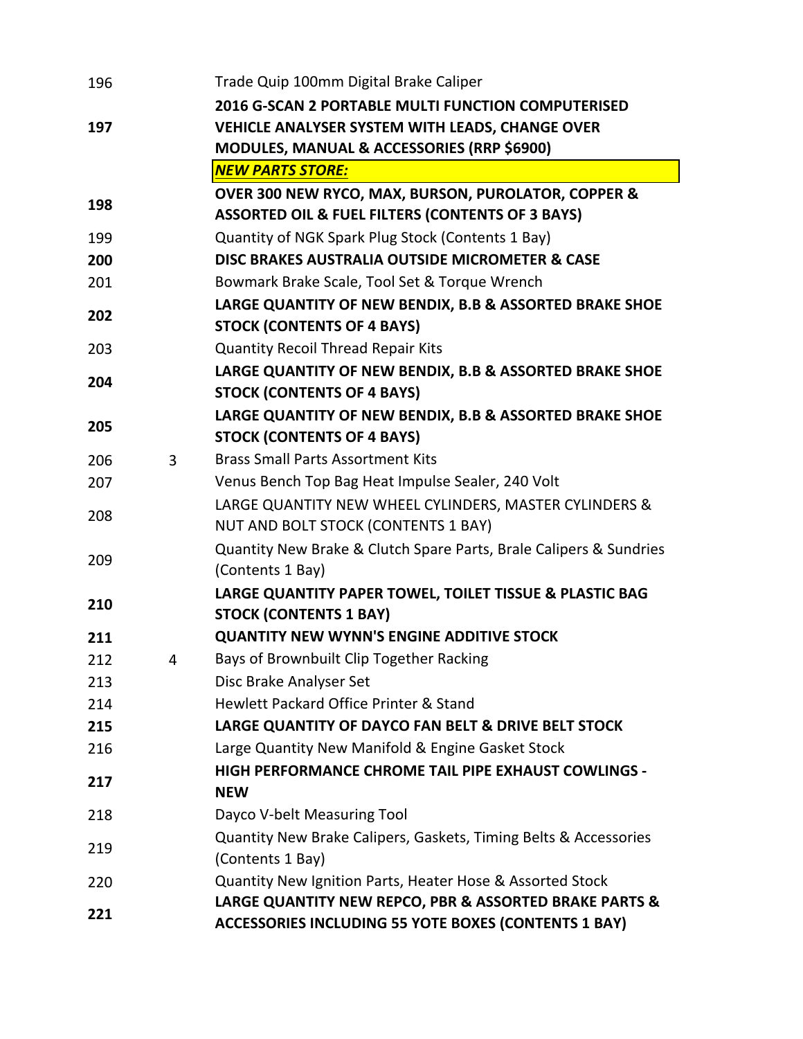| | | |
|---|---|---|
| 196 | | Trade Quip 100mm Digital Brake Caliper |
| **197** | | **2016 G-SCAN 2 PORTABLE MULTI FUNCTION COMPUTERISED VEHICLE ANALYSER SYSTEM WITH LEADS, CHANGE OVER MODULES, MANUAL & ACCESSORIES (RRP $6900)** |
| | | ***NEW PARTS STORE:*** |
| **198** | | **OVER 300 NEW RYCO, MAX, BURSON, PUROLATOR, COPPER & ASSORTED OIL & FUEL FILTERS (CONTENTS OF 3 BAYS)** |
| 199 | | Quantity of NGK Spark Plug Stock (Contents 1 Bay) |
| **200** | | **DISC BRAKES AUSTRALIA OUTSIDE MICROMETER & CASE** |
| 201 | | Bowmark Brake Scale, Tool Set & Torque Wrench |
| **202** | | **LARGE QUANTITY OF NEW BENDIX, B.B & ASSORTED BRAKE SHOE STOCK (CONTENTS OF 4 BAYS)** |
| 203 | | Quantity Recoil Thread Repair Kits |
| **204** | | **LARGE QUANTITY OF NEW BENDIX, B.B & ASSORTED BRAKE SHOE STOCK (CONTENTS OF 4 BAYS)** |
| **205** | | **LARGE QUANTITY OF NEW BENDIX, B.B & ASSORTED BRAKE SHOE STOCK (CONTENTS OF 4 BAYS)** |
| 206 | 3 | Brass Small Parts Assortment Kits |
| 207 | | Venus Bench Top Bag Heat Impulse Sealer, 240 Volt |
| 208 | | LARGE QUANTITY NEW WHEEL CYLINDERS, MASTER CYLINDERS & NUT AND BOLT STOCK (CONTENTS 1 BAY) |
| 209 | | Quantity New Brake & Clutch Spare Parts, Brale Calipers & Sundries (Contents 1 Bay) |
| **210** | | **LARGE QUANTITY PAPER TOWEL, TOILET TISSUE & PLASTIC BAG STOCK (CONTENTS 1 BAY)** |
| **211** | | **QUANTITY NEW WYNN'S ENGINE ADDITIVE STOCK** |
| 212 | 4 | Bays of Brownbuilt Clip Together Racking |
| 213 | | Disc Brake Analyser Set |
| 214 | | Hewlett Packard Office Printer & Stand |
| **215** | | **LARGE QUANTITY OF DAYCO FAN BELT & DRIVE BELT STOCK** |
| 216 | | Large Quantity New Manifold & Engine Gasket Stock |
| **217** | | **HIGH PERFORMANCE CHROME TAIL PIPE EXHAUST COWLINGS - NEW** |
| 218 | | Dayco V-belt Measuring Tool |
| 219 | | Quantity New Brake Calipers, Gaskets, Timing Belts & Accessories (Contents 1 Bay) |
| 220 | | Quantity New Ignition Parts, Heater Hose & Assorted Stock |
| **221** | | **LARGE QUANTITY NEW REPCO, PBR & ASSORTED BRAKE PARTS & ACCESSORIES INCLUDING 55 YOTE BOXES (CONTENTS 1 BAY)** |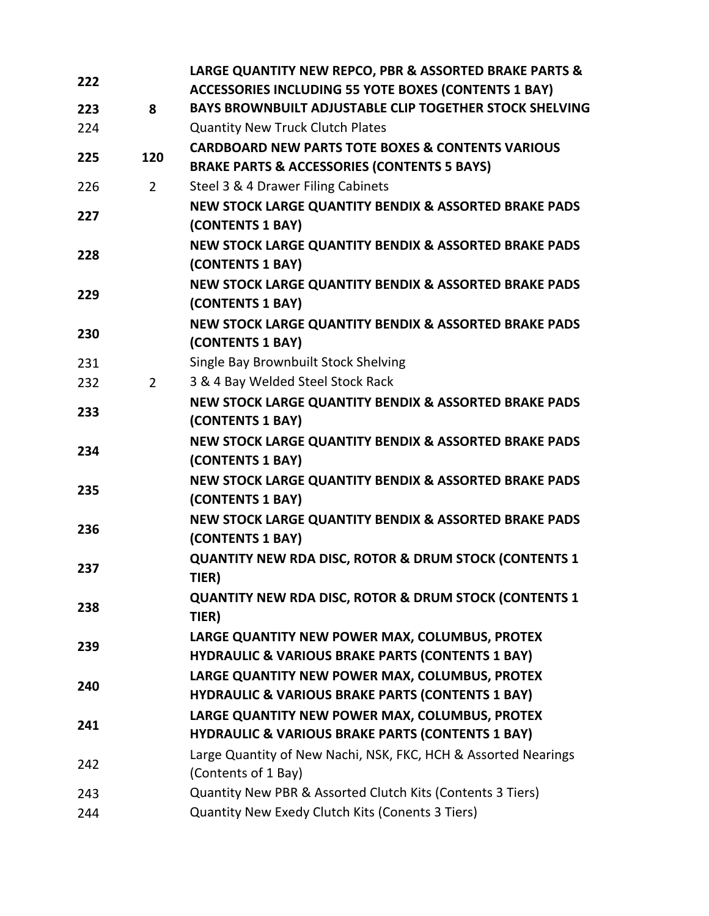| | | |
|---|---|---|
| **222** | | **LARGE QUANTITY NEW REPCO, PBR & ASSORTED BRAKE PARTS & ACCESSORIES INCLUDING 55 YOTE BOXES (CONTENTS 1 BAY)** |
| **223** | **8** | **BAYS BROWNBUILT ADJUSTABLE CLIP TOGETHER STOCK SHELVING** |
| 224 | | Quantity New Truck Clutch Plates |
| **225** | **120** | **CARDBOARD NEW PARTS TOTE BOXES & CONTENTS VARIOUS BRAKE PARTS & ACCESSORIES (CONTENTS 5 BAYS)** |
| 226 | 2 | Steel 3 & 4 Drawer Filing Cabinets |
| **227** | | **NEW STOCK LARGE QUANTITY BENDIX & ASSORTED BRAKE PADS (CONTENTS 1 BAY)** |
| **228** | | **NEW STOCK LARGE QUANTITY BENDIX & ASSORTED BRAKE PADS (CONTENTS 1 BAY)** |
| **229** | | **NEW STOCK LARGE QUANTITY BENDIX & ASSORTED BRAKE PADS (CONTENTS 1 BAY)** |
| **230** | | **NEW STOCK LARGE QUANTITY BENDIX & ASSORTED BRAKE PADS (CONTENTS 1 BAY)** |
| 231 | | Single Bay Brownbuilt Stock Shelving |
| 232 | 2 | 3 & 4 Bay Welded Steel Stock Rack |
| **233** | | **NEW STOCK LARGE QUANTITY BENDIX & ASSORTED BRAKE PADS (CONTENTS 1 BAY)** |
| **234** | | **NEW STOCK LARGE QUANTITY BENDIX & ASSORTED BRAKE PADS (CONTENTS 1 BAY)** |
| **235** | | **NEW STOCK LARGE QUANTITY BENDIX & ASSORTED BRAKE PADS (CONTENTS 1 BAY)** |
| **236** | | **NEW STOCK LARGE QUANTITY BENDIX & ASSORTED BRAKE PADS (CONTENTS 1 BAY)** |
| **237** | | **QUANTITY NEW RDA DISC, ROTOR & DRUM STOCK (CONTENTS 1 TIER)** |
| **238** | | **QUANTITY NEW RDA DISC, ROTOR & DRUM STOCK (CONTENTS 1 TIER)** |
| **239** | | **LARGE QUANTITY NEW POWER MAX, COLUMBUS, PROTEX HYDRAULIC & VARIOUS BRAKE PARTS (CONTENTS 1 BAY)** |
| **240** | | **LARGE QUANTITY NEW POWER MAX, COLUMBUS, PROTEX HYDRAULIC & VARIOUS BRAKE PARTS (CONTENTS 1 BAY)** |
| **241** | | **LARGE QUANTITY NEW POWER MAX, COLUMBUS, PROTEX HYDRAULIC & VARIOUS BRAKE PARTS (CONTENTS 1 BAY)** |
| 242 | | Large Quantity of New Nachi, NSK, FKC, HCH & Assorted Nearings (Contents of 1 Bay) |
| 243 | | Quantity New PBR & Assorted Clutch Kits (Contents 3 Tiers) |
| 244 | | Quantity New Exedy Clutch Kits (Conents 3 Tiers) |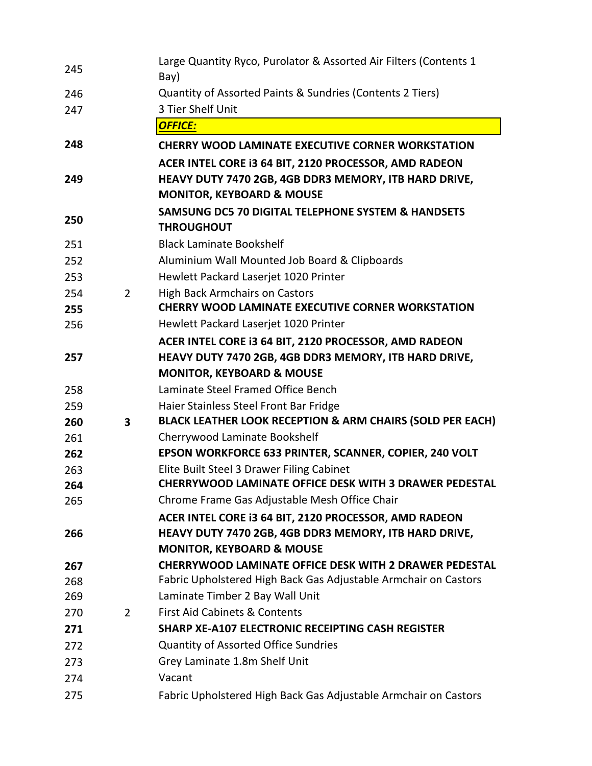| Lot | Qty | Description |
|---|---|---|
| 245 | | Large Quantity Ryco, Purolator & Assorted Air Filters (Contents 1 Bay) |
| 246 | | Quantity of Assorted Paints & Sundries (Contents 2 Tiers) |
| 247 | | 3 Tier Shelf Unit |
| | | ***OFFICE:*** |
| **248** | | **CHERRY WOOD LAMINATE EXECUTIVE CORNER WORKSTATION** |
| **249** | | **ACER INTEL CORE i3 64 BIT, 2120 PROCESSOR, AMD RADEON HEAVY DUTY 7470 2GB, 4GB DDR3 MEMORY, ITB HARD DRIVE, MONITOR, KEYBOARD & MOUSE** |
| **250** | | **SAMSUNG DC5 70 DIGITAL TELEPHONE SYSTEM & HANDSETS THROUGHOUT** |
| 251 | | Black Laminate Bookshelf |
| 252 | | Aluminium Wall Mounted Job Board & Clipboards |
| 253 | | Hewlett Packard Laserjet 1020 Printer |
| 254 | 2 | High Back Armchairs on Castors |
| **255** | | **CHERRY WOOD LAMINATE EXECUTIVE CORNER WORKSTATION** |
| 256 | | Hewlett Packard Laserjet 1020 Printer |
| **257** | | **ACER INTEL CORE i3 64 BIT, 2120 PROCESSOR, AMD RADEON HEAVY DUTY 7470 2GB, 4GB DDR3 MEMORY, ITB HARD DRIVE, MONITOR, KEYBOARD & MOUSE** |
| 258 | | Laminate Steel Framed Office Bench |
| 259 | | Haier Stainless Steel Front Bar Fridge |
| **260** | **3** | **BLACK LEATHER LOOK RECEPTION & ARM CHAIRS (SOLD PER EACH)** |
| 261 | | Cherrywood Laminate Bookshelf |
| **262** | | **EPSON WORKFORCE 633 PRINTER, SCANNER, COPIER, 240 VOLT** |
| 263 | | Elite Built Steel 3 Drawer Filing Cabinet |
| **264** | | **CHERRYWOOD LAMINATE OFFICE DESK WITH 3 DRAWER PEDESTAL** |
| 265 | | Chrome Frame Gas Adjustable Mesh Office Chair |
| **266** | | **ACER INTEL CORE i3 64 BIT, 2120 PROCESSOR, AMD RADEON HEAVY DUTY 7470 2GB, 4GB DDR3 MEMORY, ITB HARD DRIVE, MONITOR, KEYBOARD & MOUSE** |
| **267** | | **CHERRYWOOD LAMINATE OFFICE DESK WITH 2 DRAWER PEDESTAL** |
| 268 | | Fabric Upholstered High Back Gas Adjustable Armchair on Castors |
| 269 | | Laminate Timber 2 Bay Wall Unit |
| 270 | 2 | First Aid Cabinets & Contents |
| **271** | | **SHARP XE-A107 ELECTRONIC RECEIPTING CASH REGISTER** |
| 272 | | Quantity of Assorted Office Sundries |
| 273 | | Grey Laminate 1.8m Shelf Unit |
| 274 | | Vacant |
| 275 | | Fabric Upholstered High Back Gas Adjustable Armchair on Castors |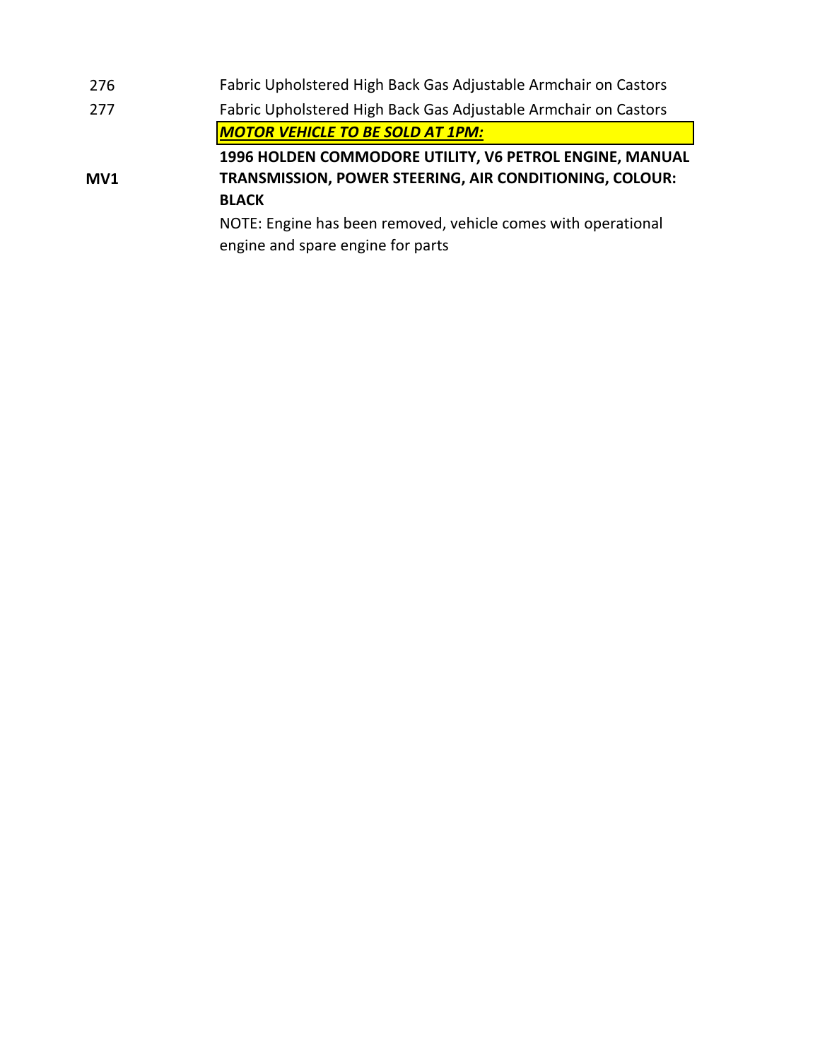| | |
|---|---|
| 276 | Fabric Upholstered High Back Gas Adjustable Armchair on Castors |
| 277 | Fabric Upholstered High Back Gas Adjustable Armchair on Castors |
| | ***MOTOR VEHICLE TO BE SOLD AT 1PM:*** |
| **MV1** | **1996 HOLDEN COMMODORE UTILITY, V6 PETROL ENGINE, MANUAL TRANSMISSION, POWER STEERING, AIR CONDITIONING, COLOUR: BLACK** |
| | NOTE: Engine has been removed, vehicle comes with operational engine and spare engine for parts |